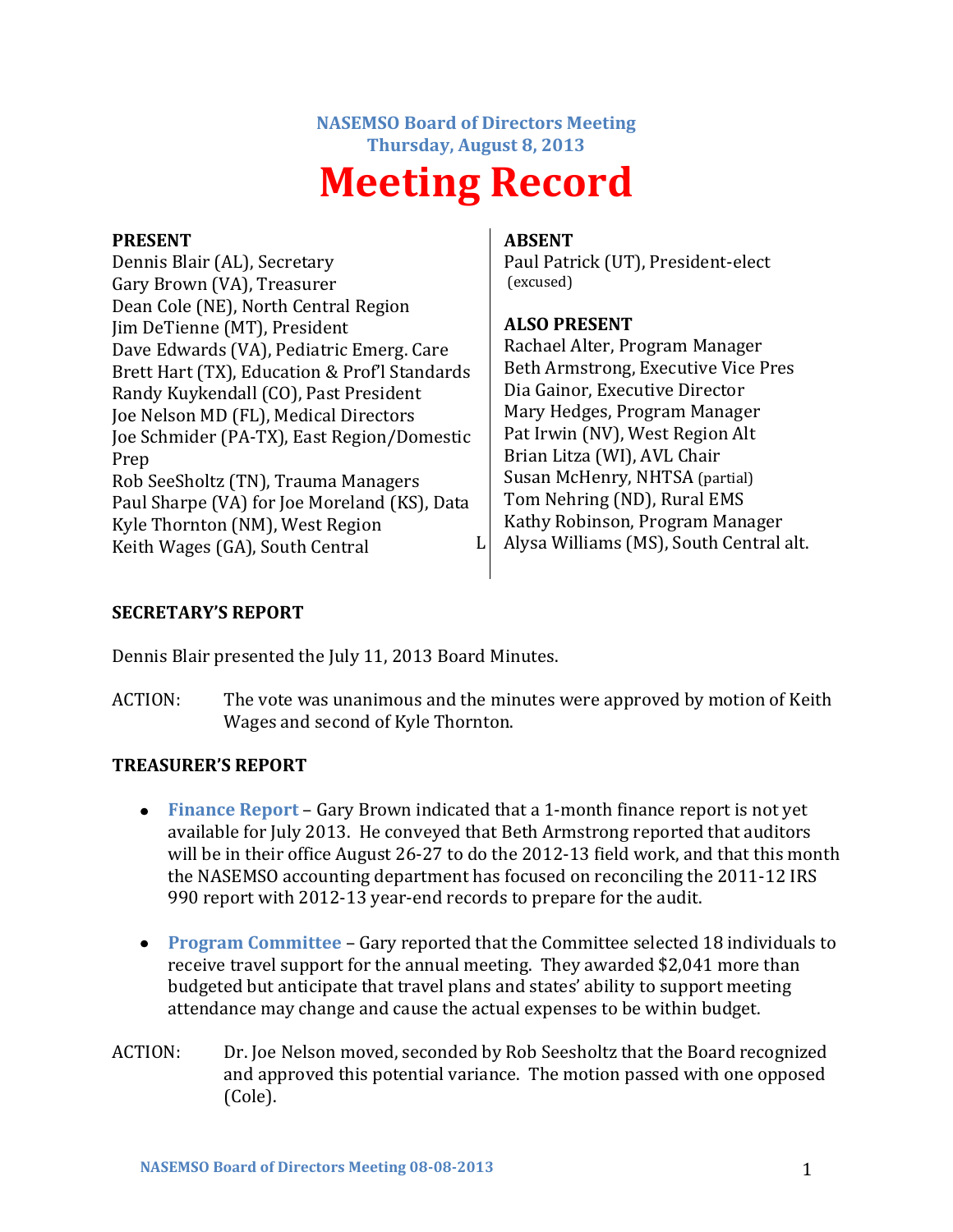**NASEMSO Board of Directors Meeting**
**Thursday, August 8, 2013**

# Meeting Record

**PRESENT**

Dennis Blair (AL), Secretary
Gary Brown (VA), Treasurer
Dean Cole (NE), North Central Region
Jim DeTienne (MT), President
Dave Edwards (VA), Pediatric Emerg. Care
Brett Hart (TX), Education & Prof'l Standards
Randy Kuykendall (CO), Past President
Joe Nelson MD (FL), Medical Directors
Joe Schmider (PA-TX), East Region/Domestic Prep
Rob SeeSholtz (TN), Trauma Managers
Paul Sharpe (VA) for Joe Moreland (KS), Data
Kyle Thornton (NM), West Region
Keith Wages (GA), South Central

**ABSENT**

Paul Patrick (UT), President-elect (excused)

**ALSO PRESENT**

Rachael Alter, Program Manager
Beth Armstrong, Executive Vice Pres
Dia Gainor, Executive Director
Mary Hedges, Program Manager
Pat Irwin (NV), West Region Alt
Brian Litza (WI), AVL Chair
Susan McHenry, NHTSA (partial)
Tom Nehring (ND), Rural EMS
Kathy Robinson, Program Manager
Alysa Williams (MS), South Central alt.

## SECRETARY'S REPORT

Dennis Blair presented the July 11, 2013 Board Minutes.

ACTION: The vote was unanimous and the minutes were approved by motion of Keith Wages and second of Kyle Thornton.

## TREASURER'S REPORT

- **Finance Report** – Gary Brown indicated that a 1-month finance report is not yet available for July 2013. He conveyed that Beth Armstrong reported that auditors will be in their office August 26-27 to do the 2012-13 field work, and that this month the NASEMSO accounting department has focused on reconciling the 2011-12 IRS 990 report with 2012-13 year-end records to prepare for the audit.

- **Program Committee** – Gary reported that the Committee selected 18 individuals to receive travel support for the annual meeting. They awarded $2,041 more than budgeted but anticipate that travel plans and states' ability to support meeting attendance may change and cause the actual expenses to be within budget.

ACTION: Dr. Joe Nelson moved, seconded by Rob Seesholtz that the Board recognized and approved this potential variance. The motion passed with one opposed (Cole).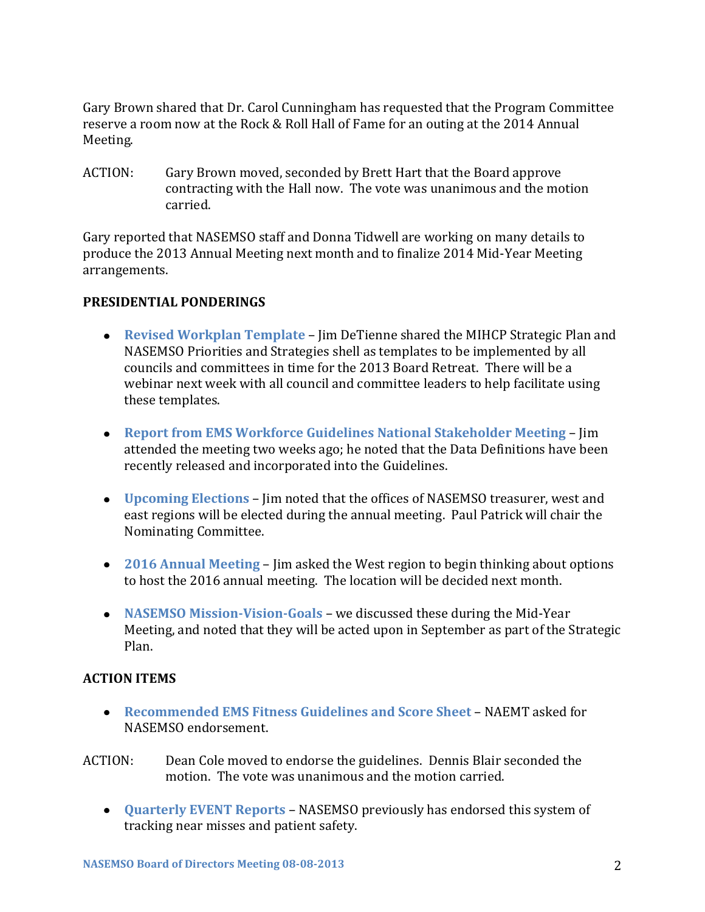Gary Brown shared that Dr. Carol Cunningham has requested that the Program Committee reserve a room now at the Rock & Roll Hall of Fame for an outing at the 2014 Annual Meeting.

ACTION: Gary Brown moved, seconded by Brett Hart that the Board approve contracting with the Hall now. The vote was unanimous and the motion carried.

Gary reported that NASEMSO staff and Donna Tidwell are working on many details to produce the 2013 Annual Meeting next month and to finalize 2014 Mid-Year Meeting arrangements.

**PRESIDENTIAL PONDERINGS**

- **Revised Workplan Template** – Jim DeTienne shared the MIHCP Strategic Plan and NASEMSO Priorities and Strategies shell as templates to be implemented by all councils and committees in time for the 2013 Board Retreat. There will be a webinar next week with all council and committee leaders to help facilitate using these templates.

- **Report from EMS Workforce Guidelines National Stakeholder Meeting** – Jim attended the meeting two weeks ago; he noted that the Data Definitions have been recently released and incorporated into the Guidelines.

- **Upcoming Elections** – Jim noted that the offices of NASEMSO treasurer, west and east regions will be elected during the annual meeting. Paul Patrick will chair the Nominating Committee.

- **2016 Annual Meeting** – Jim asked the West region to begin thinking about options to host the 2016 annual meeting. The location will be decided next month.

- **NASEMSO Mission-Vision-Goals** – we discussed these during the Mid-Year Meeting, and noted that they will be acted upon in September as part of the Strategic Plan.

**ACTION ITEMS**

- **Recommended EMS Fitness Guidelines and Score Sheet** – NAEMT asked for NASEMSO endorsement.

ACTION: Dean Cole moved to endorse the guidelines. Dennis Blair seconded the motion. The vote was unanimous and the motion carried.

- **Quarterly EVENT Reports** – NASEMSO previously has endorsed this system of tracking near misses and patient safety.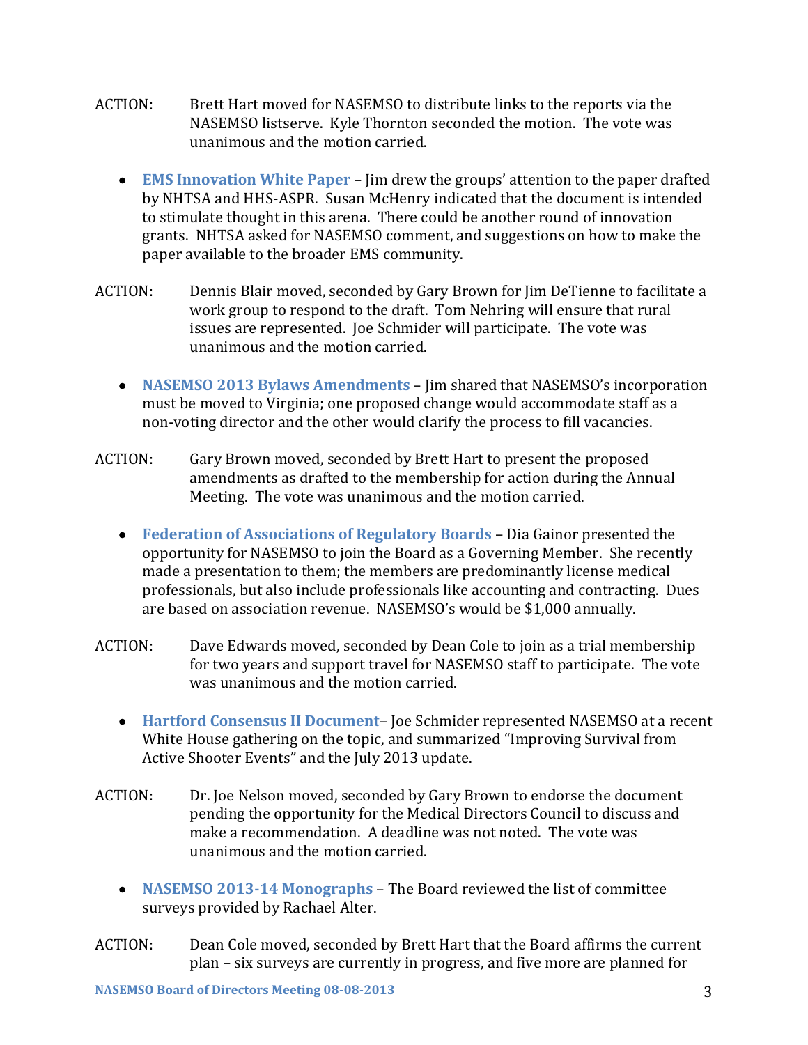ACTION: Brett Hart moved for NASEMSO to distribute links to the reports via the NASEMSO listserve. Kyle Thornton seconded the motion. The vote was unanimous and the motion carried.

- **EMS Innovation White Paper** – Jim drew the groups' attention to the paper drafted by NHTSA and HHS-ASPR. Susan McHenry indicated that the document is intended to stimulate thought in this arena. There could be another round of innovation grants. NHTSA asked for NASEMSO comment, and suggestions on how to make the paper available to the broader EMS community.

ACTION: Dennis Blair moved, seconded by Gary Brown for Jim DeTienne to facilitate a work group to respond to the draft. Tom Nehring will ensure that rural issues are represented. Joe Schmider will participate. The vote was unanimous and the motion carried.

- **NASEMSO 2013 Bylaws Amendments** – Jim shared that NASEMSO's incorporation must be moved to Virginia; one proposed change would accommodate staff as a non-voting director and the other would clarify the process to fill vacancies.

ACTION: Gary Brown moved, seconded by Brett Hart to present the proposed amendments as drafted to the membership for action during the Annual Meeting. The vote was unanimous and the motion carried.

- **Federation of Associations of Regulatory Boards** – Dia Gainor presented the opportunity for NASEMSO to join the Board as a Governing Member. She recently made a presentation to them; the members are predominantly license medical professionals, but also include professionals like accounting and contracting. Dues are based on association revenue. NASEMSO's would be $1,000 annually.

ACTION: Dave Edwards moved, seconded by Dean Cole to join as a trial membership for two years and support travel for NASEMSO staff to participate. The vote was unanimous and the motion carried.

- **Hartford Consensus II Document**– Joe Schmider represented NASEMSO at a recent White House gathering on the topic, and summarized "Improving Survival from Active Shooter Events" and the July 2013 update.

ACTION: Dr. Joe Nelson moved, seconded by Gary Brown to endorse the document pending the opportunity for the Medical Directors Council to discuss and make a recommendation. A deadline was not noted. The vote was unanimous and the motion carried.

- **NASEMSO 2013-14 Monographs** – The Board reviewed the list of committee surveys provided by Rachael Alter.

ACTION: Dean Cole moved, seconded by Brett Hart that the Board affirms the current plan – six surveys are currently in progress, and five more are planned for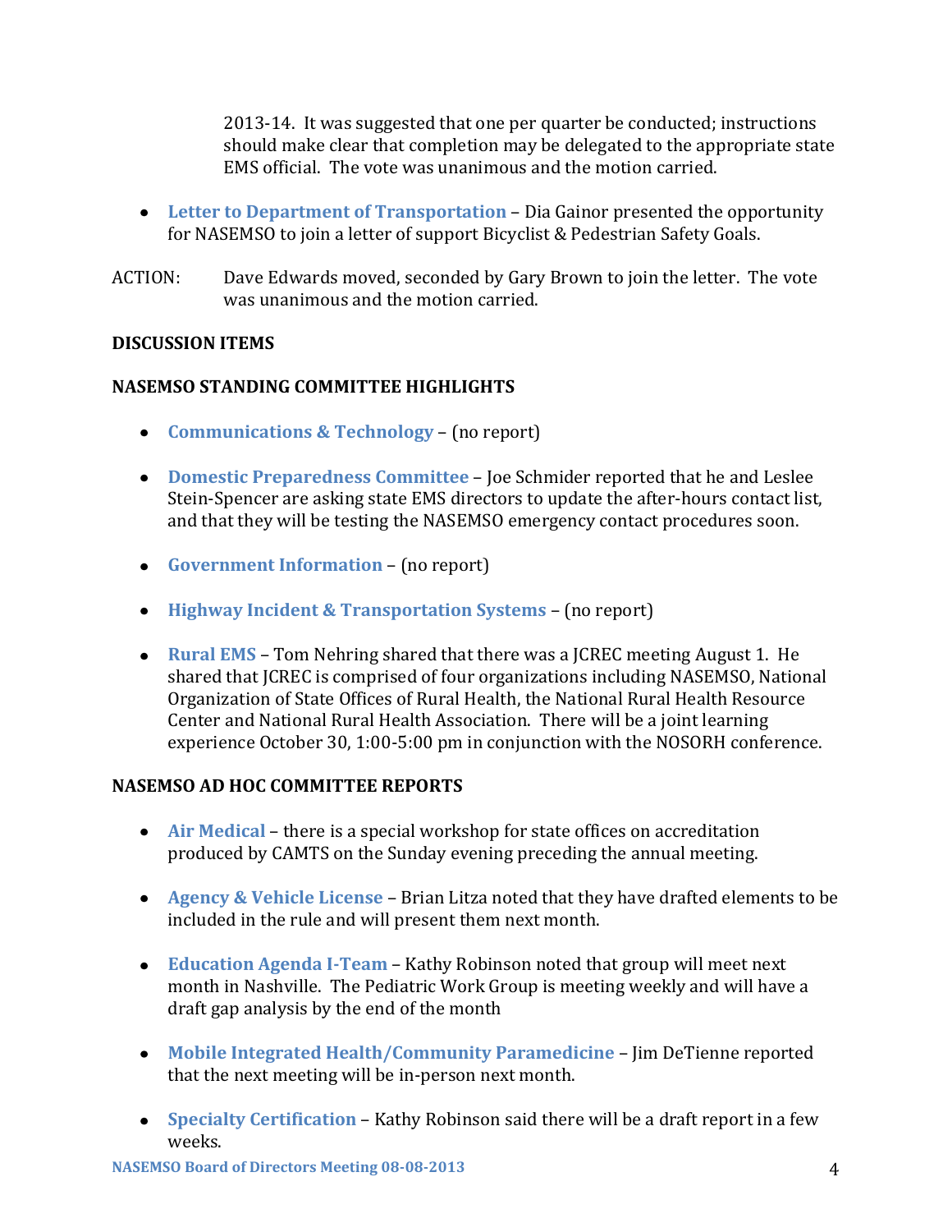2013-14. It was suggested that one per quarter be conducted; instructions should make clear that completion may be delegated to the appropriate state EMS official. The vote was unanimous and the motion carried.

- **Letter to Department of Transportation** – Dia Gainor presented the opportunity for NASEMSO to join a letter of support Bicyclist & Pedestrian Safety Goals.

ACTION: Dave Edwards moved, seconded by Gary Brown to join the letter. The vote was unanimous and the motion carried.

**DISCUSSION ITEMS**

**NASEMSO STANDING COMMITTEE HIGHLIGHTS**

- **Communications & Technology** – (no report)

- **Domestic Preparedness Committee** – Joe Schmider reported that he and Leslee Stein-Spencer are asking state EMS directors to update the after-hours contact list, and that they will be testing the NASEMSO emergency contact procedures soon.

- **Government Information** – (no report)

- **Highway Incident & Transportation Systems** – (no report)

- **Rural EMS** – Tom Nehring shared that there was a JCREC meeting August 1. He shared that JCREC is comprised of four organizations including NASEMSO, National Organization of State Offices of Rural Health, the National Rural Health Resource Center and National Rural Health Association. There will be a joint learning experience October 30, 1:00-5:00 pm in conjunction with the NOSORH conference.

**NASEMSO AD HOC COMMITTEE REPORTS**

- **Air Medical** – there is a special workshop for state offices on accreditation produced by CAMTS on the Sunday evening preceding the annual meeting.

- **Agency & Vehicle License** – Brian Litza noted that they have drafted elements to be included in the rule and will present them next month.

- **Education Agenda I-Team** – Kathy Robinson noted that group will meet next month in Nashville. The Pediatric Work Group is meeting weekly and will have a draft gap analysis by the end of the month

- **Mobile Integrated Health/Community Paramedicine** – Jim DeTienne reported that the next meeting will be in-person next month.

- **Specialty Certification** – Kathy Robinson said there will be a draft report in a few weeks.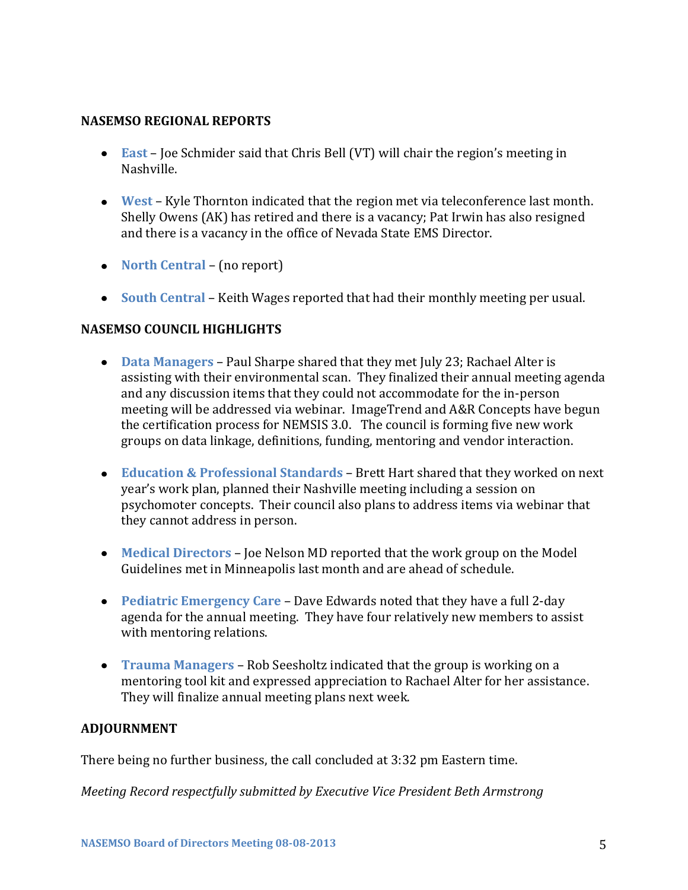## NASEMSO REGIONAL REPORTS

- **East** – Joe Schmider said that Chris Bell (VT) will chair the region's meeting in Nashville.
- **West** – Kyle Thornton indicated that the region met via teleconference last month. Shelly Owens (AK) has retired and there is a vacancy; Pat Irwin has also resigned and there is a vacancy in the office of Nevada State EMS Director.
- **North Central** – (no report)
- **South Central** – Keith Wages reported that had their monthly meeting per usual.

## NASEMSO COUNCIL HIGHLIGHTS

- **Data Managers** – Paul Sharpe shared that they met July 23; Rachael Alter is assisting with their environmental scan. They finalized their annual meeting agenda and any discussion items that they could not accommodate for the in-person meeting will be addressed via webinar. ImageTrend and A&R Concepts have begun the certification process for NEMSIS 3.0. The council is forming five new work groups on data linkage, definitions, funding, mentoring and vendor interaction.
- **Education & Professional Standards** – Brett Hart shared that they worked on next year's work plan, planned their Nashville meeting including a session on psychomoter concepts. Their council also plans to address items via webinar that they cannot address in person.
- **Medical Directors** – Joe Nelson MD reported that the work group on the Model Guidelines met in Minneapolis last month and are ahead of schedule.
- **Pediatric Emergency Care** – Dave Edwards noted that they have a full 2-day agenda for the annual meeting. They have four relatively new members to assist with mentoring relations.
- **Trauma Managers** – Rob Seesholtz indicated that the group is working on a mentoring tool kit and expressed appreciation to Rachael Alter for her assistance. They will finalize annual meeting plans next week.

## ADJOURNMENT

There being no further business, the call concluded at 3:32 pm Eastern time.

*Meeting Record respectfully submitted by Executive Vice President Beth Armstrong*